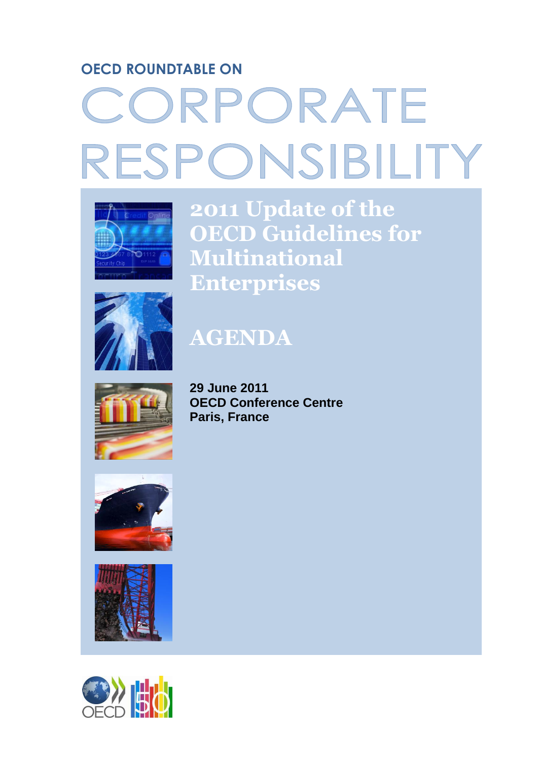**OECD ROUNDTABLE ON**

# CORPORATE RESPONSIBILITY

## 2011 Update of the OECD Guidelines for Multinational Enterprises

## AGENDA

**29 June 2011**
**OECD Conference Centre**
**Paris, France**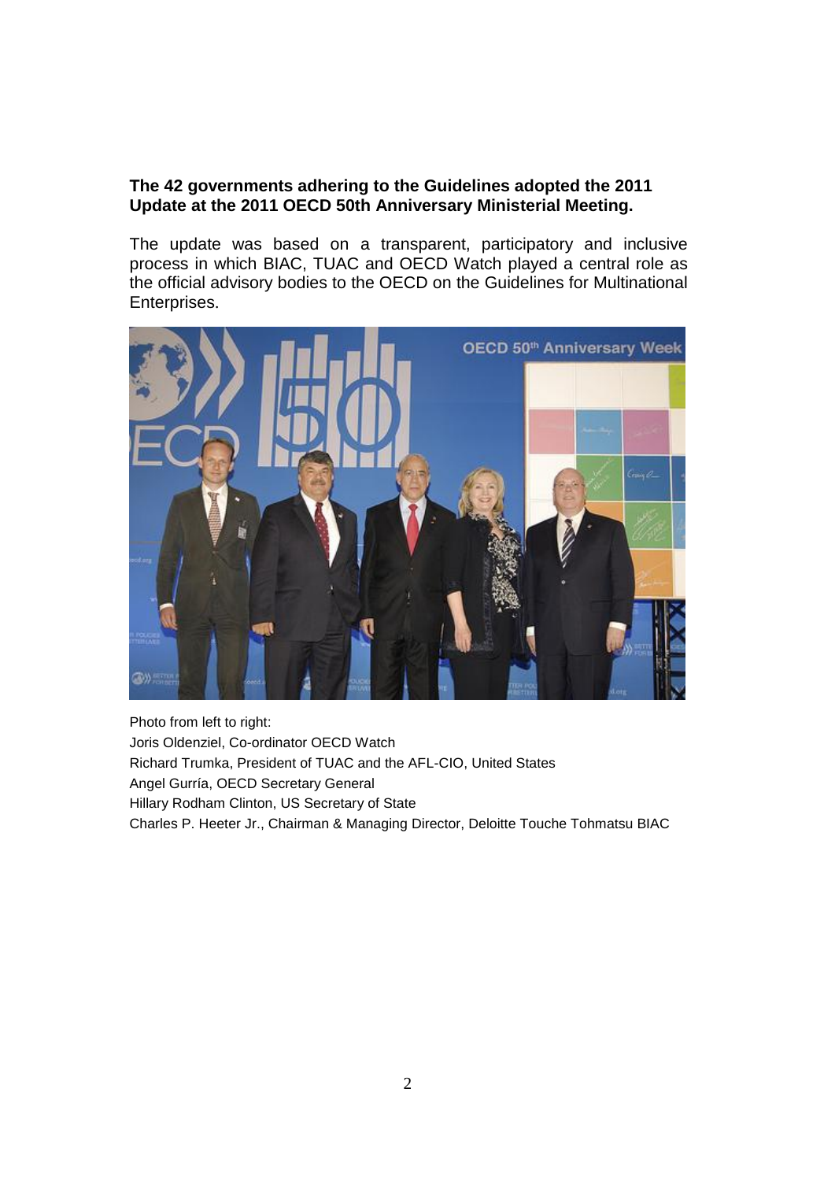**The 42 governments adhering to the Guidelines adopted the 2011 Update at the 2011 OECD 50th Anniversary Ministerial Meeting.**

The update was based on a transparent, participatory and inclusive process in which BIAC, TUAC and OECD Watch played a central role as the official advisory bodies to the OECD on the Guidelines for Multinational Enterprises.

Photo from left to right:
Joris Oldenziel, Co-ordinator OECD Watch
Richard Trumka, President of TUAC and the AFL-CIO, United States
Angel Gurría, OECD Secretary General
Hillary Rodham Clinton, US Secretary of State
Charles P. Heeter Jr., Chairman & Managing Director, Deloitte Touche Tohmatsu BIAC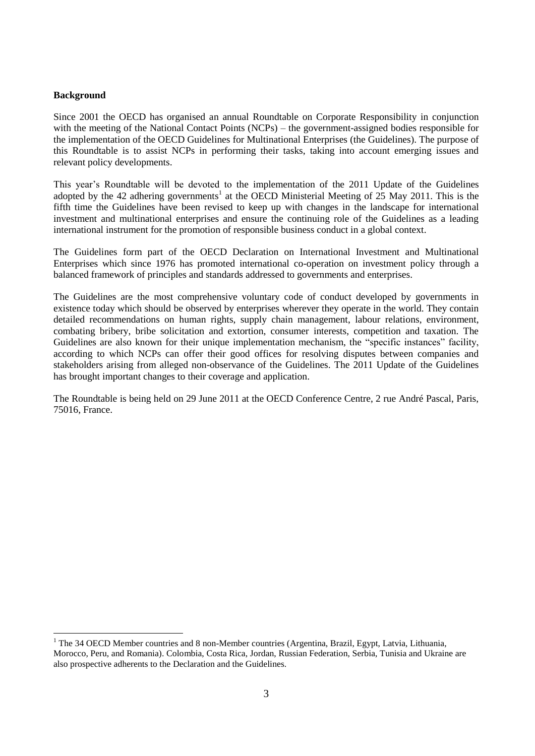**Background**

Since 2001 the OECD has organised an annual Roundtable on Corporate Responsibility in conjunction with the meeting of the National Contact Points (NCPs) – the government-assigned bodies responsible for the implementation of the OECD Guidelines for Multinational Enterprises (the Guidelines). The purpose of this Roundtable is to assist NCPs in performing their tasks, taking into account emerging issues and relevant policy developments.

This year's Roundtable will be devoted to the implementation of the 2011 Update of the Guidelines adopted by the 42 adhering governments[1] at the OECD Ministerial Meeting of 25 May 2011. This is the fifth time the Guidelines have been revised to keep up with changes in the landscape for international investment and multinational enterprises and ensure the continuing role of the Guidelines as a leading international instrument for the promotion of responsible business conduct in a global context.

The Guidelines form part of the OECD Declaration on International Investment and Multinational Enterprises which since 1976 has promoted international co-operation on investment policy through a balanced framework of principles and standards addressed to governments and enterprises.

The Guidelines are the most comprehensive voluntary code of conduct developed by governments in existence today which should be observed by enterprises wherever they operate in the world. They contain detailed recommendations on human rights, supply chain management, labour relations, environment, combating bribery, bribe solicitation and extortion, consumer interests, competition and taxation. The Guidelines are also known for their unique implementation mechanism, the "specific instances" facility, according to which NCPs can offer their good offices for resolving disputes between companies and stakeholders arising from alleged non-observance of the Guidelines. The 2011 Update of the Guidelines has brought important changes to their coverage and application.

The Roundtable is being held on 29 June 2011 at the OECD Conference Centre, 2 rue André Pascal, Paris, 75016, France.

---

[1] The 34 OECD Member countries and 8 non-Member countries (Argentina, Brazil, Egypt, Latvia, Lithuania, Morocco, Peru, and Romania). Colombia, Costa Rica, Jordan, Russian Federation, Serbia, Tunisia and Ukraine are also prospective adherents to the Declaration and the Guidelines.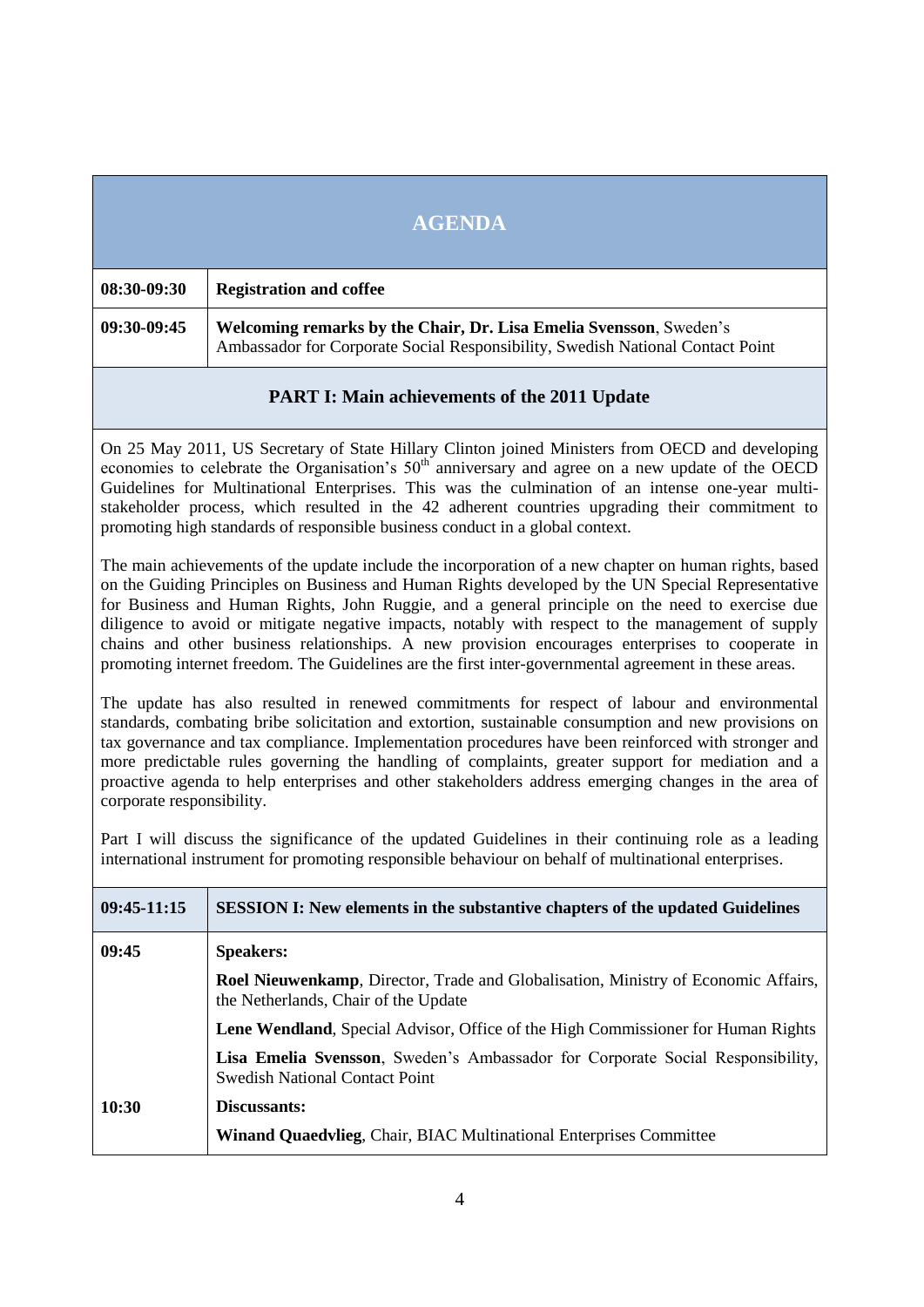# AGENDA

| | |
|---|---|
| **08:30-09:30** | **Registration and coffee** |
| **09:30-09:45** | **Welcoming remarks by the Chair, Dr. Lisa Emelia Svensson**, Sweden's Ambassador for Corporate Social Responsibility, Swedish National Contact Point |

## PART I: Main achievements of the 2011 Update

On 25 May 2011, US Secretary of State Hillary Clinton joined Ministers from OECD and developing economies to celebrate the Organisation's 50th anniversary and agree on a new update of the OECD Guidelines for Multinational Enterprises. This was the culmination of an intense one-year multi-stakeholder process, which resulted in the 42 adherent countries upgrading their commitment to promoting high standards of responsible business conduct in a global context.

The main achievements of the update include the incorporation of a new chapter on human rights, based on the Guiding Principles on Business and Human Rights developed by the UN Special Representative for Business and Human Rights, John Ruggie, and a general principle on the need to exercise due diligence to avoid or mitigate negative impacts, notably with respect to the management of supply chains and other business relationships. A new provision encourages enterprises to cooperate in promoting internet freedom. The Guidelines are the first inter-governmental agreement in these areas.

The update has also resulted in renewed commitments for respect of labour and environmental standards, combating bribe solicitation and extortion, sustainable consumption and new provisions on tax governance and tax compliance. Implementation procedures have been reinforced with stronger and more predictable rules governing the handling of complaints, greater support for mediation and a proactive agenda to help enterprises and other stakeholders address emerging changes in the area of corporate responsibility.

Part I will discuss the significance of the updated Guidelines in their continuing role as a leading international instrument for promoting responsible behaviour on behalf of multinational enterprises.

| | |
|---|---|
| **09:45-11:15** | **SESSION I: New elements in the substantive chapters of the updated Guidelines** |
| **09:45** | **Speakers:** |
| | **Roel Nieuwenkamp**, Director, Trade and Globalisation, Ministry of Economic Affairs, the Netherlands, Chair of the Update |
| | **Lene Wendland**, Special Advisor, Office of the High Commissioner for Human Rights |
| | **Lisa Emelia Svensson**, Sweden's Ambassador for Corporate Social Responsibility, Swedish National Contact Point |
| **10:30** | **Discussants:** |
| | **Winand Quaedvlieg**, Chair, BIAC Multinational Enterprises Committee |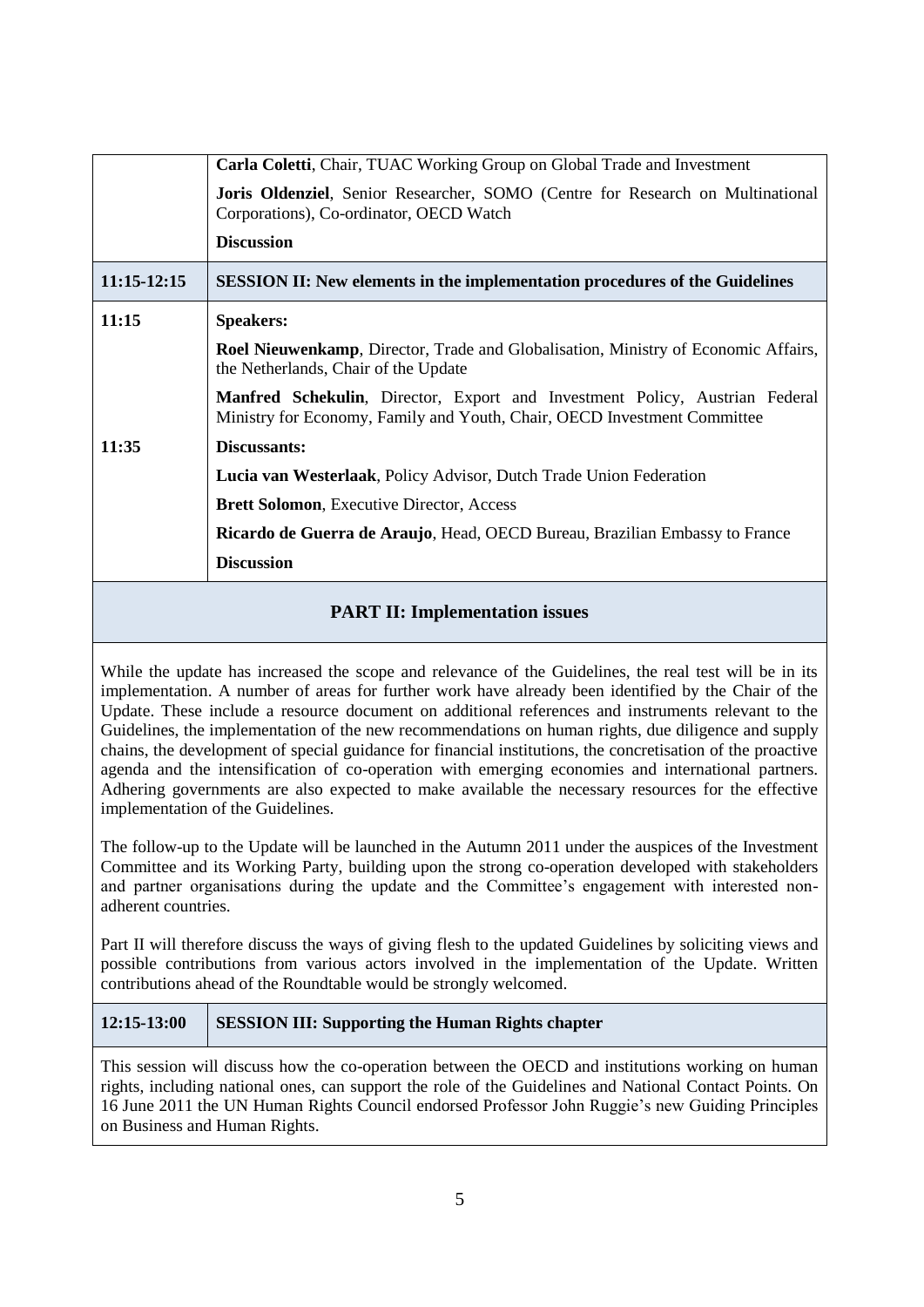| | |
|---|---|
| | **Carla Coletti**, Chair, TUAC Working Group on Global Trade and Investment |
| | **Joris Oldenziel**, Senior Researcher, SOMO (Centre for Research on Multinational Corporations), Co-ordinator, OECD Watch |
| | **Discussion** |
| **11:15-12:15** | **SESSION II: New elements in the implementation procedures of the Guidelines** |
| **11:15** | **Speakers:** |
| | **Roel Nieuwenkamp**, Director, Trade and Globalisation, Ministry of Economic Affairs, the Netherlands, Chair of the Update |
| | **Manfred Schekulin**, Director, Export and Investment Policy, Austrian Federal Ministry for Economy, Family and Youth, Chair, OECD Investment Committee |
| **11:35** | **Discussants:** |
| | **Lucia van Westerlaak**, Policy Advisor, Dutch Trade Union Federation |
| | **Brett Solomon**, Executive Director, Access |
| | **Ricardo de Guerra de Araujo**, Head, OECD Bureau, Brazilian Embassy to France |
| | **Discussion** |

## PART II: Implementation issues

While the update has increased the scope and relevance of the Guidelines, the real test will be in its implementation. A number of areas for further work have already been identified by the Chair of the Update. These include a resource document on additional references and instruments relevant to the Guidelines, the implementation of the new recommendations on human rights, due diligence and supply chains, the development of special guidance for financial institutions, the concretisation of the proactive agenda and the intensification of co-operation with emerging economies and international partners. Adhering governments are also expected to make available the necessary resources for the effective implementation of the Guidelines.

The follow-up to the Update will be launched in the Autumn 2011 under the auspices of the Investment Committee and its Working Party, building upon the strong co-operation developed with stakeholders and partner organisations during the update and the Committee's engagement with interested non-adherent countries.

Part II will therefore discuss the ways of giving flesh to the updated Guidelines by soliciting views and possible contributions from various actors involved in the implementation of the Update. Written contributions ahead of the Roundtable would be strongly welcomed.

| | |
|---|---|
| **12:15-13:00** | **SESSION III: Supporting the Human Rights chapter** |

This session will discuss how the co-operation between the OECD and institutions working on human rights, including national ones, can support the role of the Guidelines and National Contact Points. On 16 June 2011 the UN Human Rights Council endorsed Professor John Ruggie's new Guiding Principles on Business and Human Rights.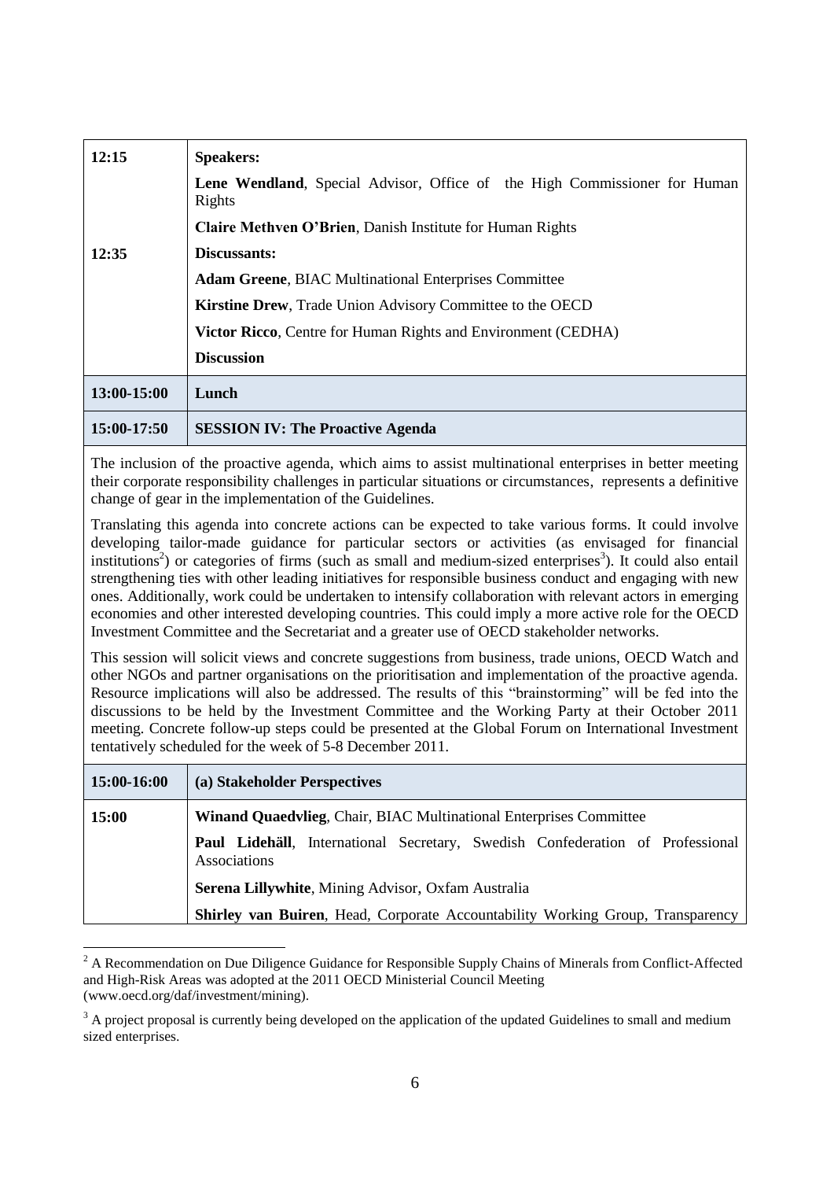| | |
|---|---|
| 12:15 | **Speakers:** |
| | **Lene Wendland**, Special Advisor, Office of the High Commissioner for Human Rights |
| | **Claire Methven O'Brien**, Danish Institute for Human Rights |
| 12:35 | **Discussants:** |
| | **Adam Greene**, BIAC Multinational Enterprises Committee |
| | **Kirstine Drew**, Trade Union Advisory Committee to the OECD |
| | **Victor Ricco**, Centre for Human Rights and Environment (CEDHA) |
| | **Discussion** |
| **13:00-15:00** | **Lunch** |
| **15:00-17:50** | **SESSION IV: The Proactive Agenda** |

The inclusion of the proactive agenda, which aims to assist multinational enterprises in better meeting their corporate responsibility challenges in particular situations or circumstances, represents a definitive change of gear in the implementation of the Guidelines.

Translating this agenda into concrete actions can be expected to take various forms. It could involve developing tailor-made guidance for particular sectors or activities (as envisaged for financial institutions[2]) or categories of firms (such as small and medium-sized enterprises[3]). It could also entail strengthening ties with other leading initiatives for responsible business conduct and engaging with new ones. Additionally, work could be undertaken to intensify collaboration with relevant actors in emerging economies and other interested developing countries. This could imply a more active role for the OECD Investment Committee and the Secretariat and a greater use of OECD stakeholder networks.

This session will solicit views and concrete suggestions from business, trade unions, OECD Watch and other NGOs and partner organisations on the prioritisation and implementation of the proactive agenda. Resource implications will also be addressed. The results of this "brainstorming" will be fed into the discussions to be held by the Investment Committee and the Working Party at their October 2011 meeting. Concrete follow-up steps could be presented at the Global Forum on International Investment tentatively scheduled for the week of 5-8 December 2011.

| | |
|---|---|
| **15:00-16:00** | **(a) Stakeholder Perspectives** |
| **15:00** | **Winand Quaedvlieg**, Chair, BIAC Multinational Enterprises Committee |
| | **Paul Lidehäll**, International Secretary, Swedish Confederation of Professional Associations |
| | **Serena Lillywhite**, Mining Advisor, Oxfam Australia |
| | **Shirley van Buiren**, Head, Corporate Accountability Working Group, Transparency |

[2] A Recommendation on Due Diligence Guidance for Responsible Supply Chains of Minerals from Conflict-Affected and High-Risk Areas was adopted at the 2011 OECD Ministerial Council Meeting (www.oecd.org/daf/investment/mining).

[3] A project proposal is currently being developed on the application of the updated Guidelines to small and medium sized enterprises.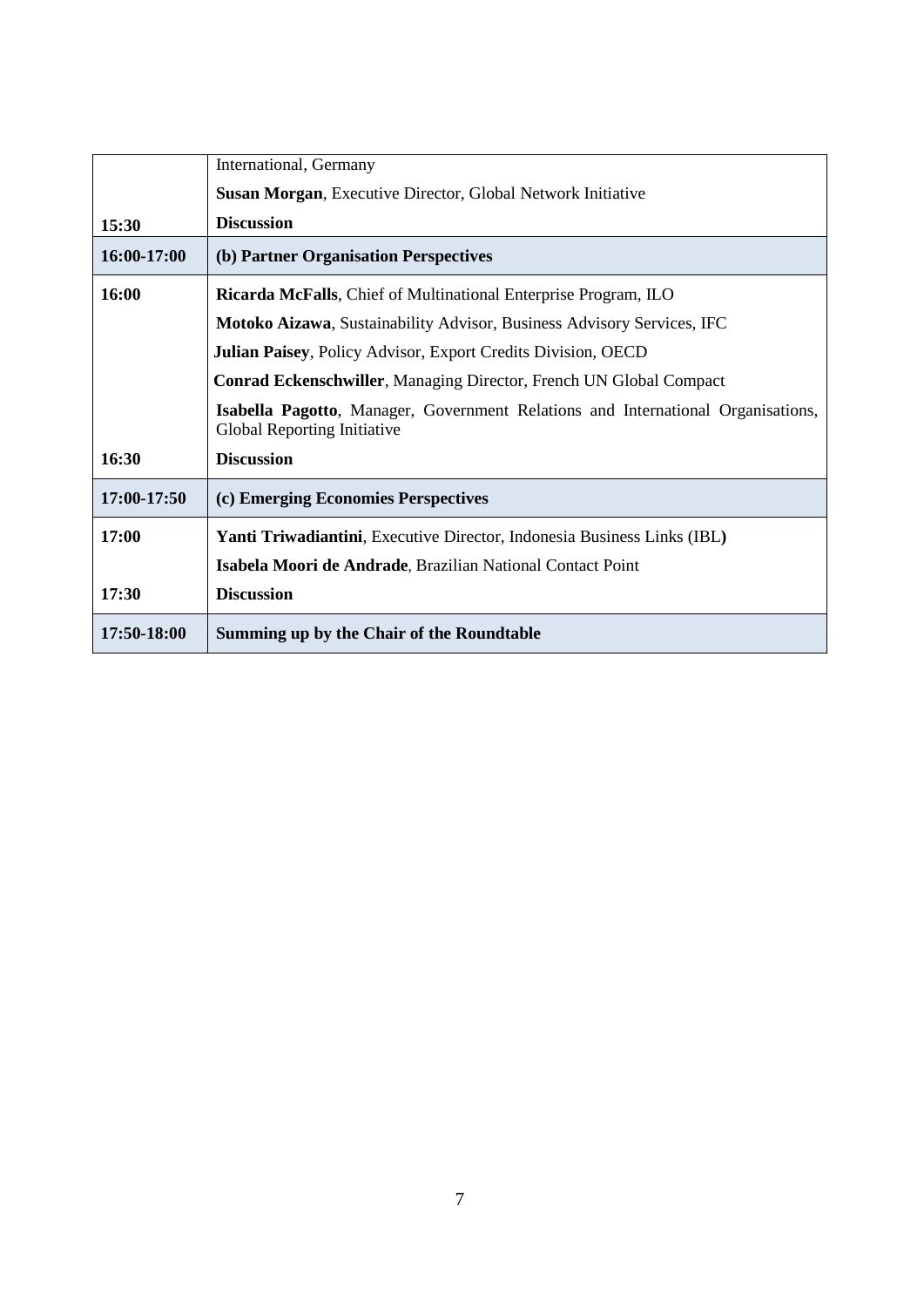| | |
|---|---|
| | International, Germany |
| | **Susan Morgan**, Executive Director, Global Network Initiative |
| **15:30** | **Discussion** |
| **16:00-17:00** | **(b) Partner Organisation Perspectives** |
| **16:00** | **Ricarda McFalls**, Chief of Multinational Enterprise Program, ILO |
| | **Motoko Aizawa**, Sustainability Advisor, Business Advisory Services, IFC |
| | **Julian Paisey**, Policy Advisor, Export Credits Division, OECD |
| | **Conrad Eckenschwiller**, Managing Director, French UN Global Compact |
| | **Isabella Pagotto**, Manager, Government Relations and International Organisations, Global Reporting Initiative |
| **16:30** | **Discussion** |
| **17:00-17:50** | **(c) Emerging Economies Perspectives** |
| **17:00** | **Yanti Triwadiantini**, Executive Director, Indonesia Business Links (IBL**)** |
| | **Isabela Moori de Andrade**, Brazilian National Contact Point |
| **17:30** | **Discussion** |
| **17:50-18:00** | **Summing up by the Chair of the Roundtable** |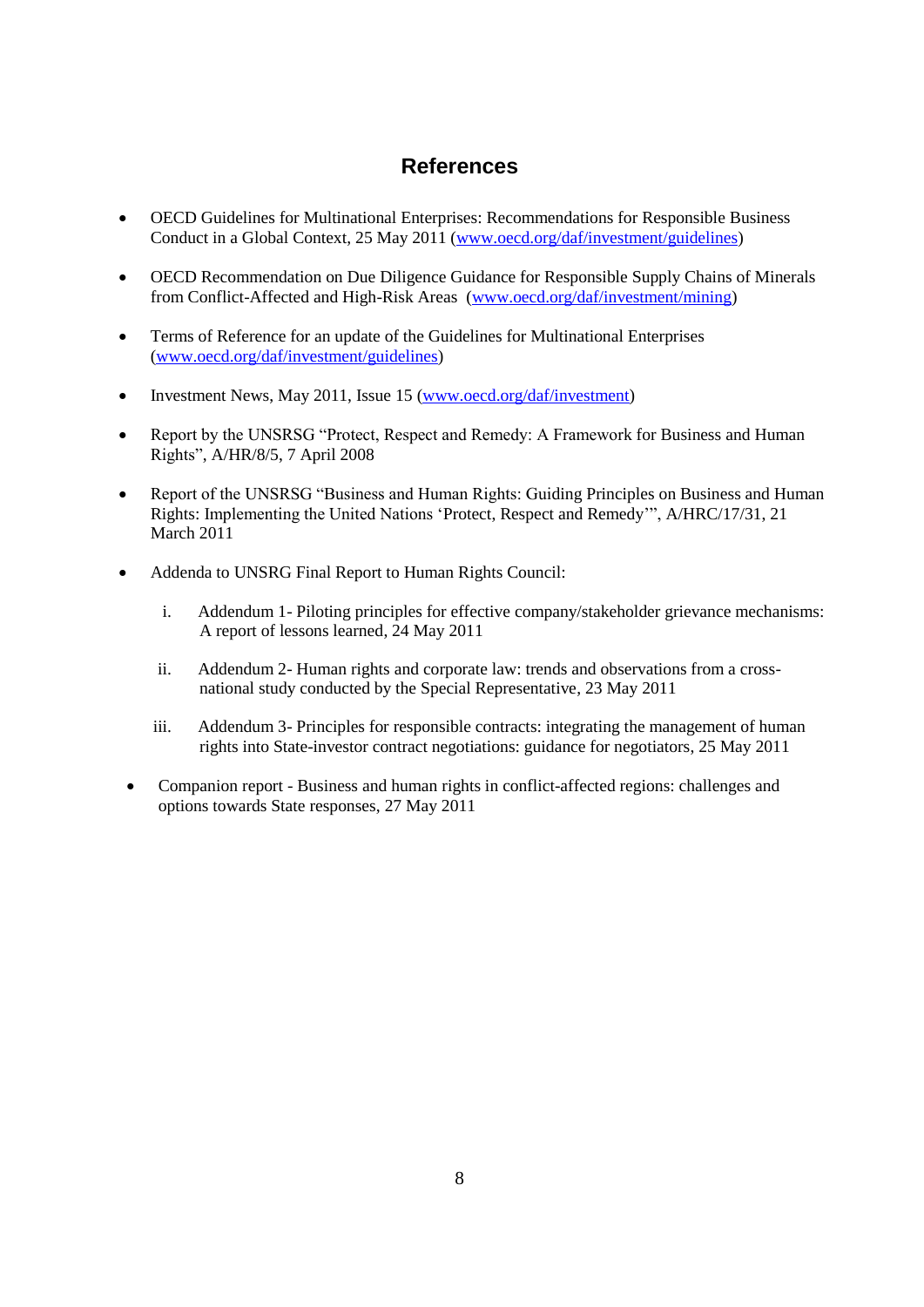# References

- OECD Guidelines for Multinational Enterprises: Recommendations for Responsible Business Conduct in a Global Context, 25 May 2011 (www.oecd.org/daf/investment/guidelines)
- OECD Recommendation on Due Diligence Guidance for Responsible Supply Chains of Minerals from Conflict-Affected and High-Risk Areas (www.oecd.org/daf/investment/mining)
- Terms of Reference for an update of the Guidelines for Multinational Enterprises (www.oecd.org/daf/investment/guidelines)
- Investment News, May 2011, Issue 15 (www.oecd.org/daf/investment)
- Report by the UNSRSG "Protect, Respect and Remedy: A Framework for Business and Human Rights", A/HR/8/5, 7 April 2008
- Report of the UNSRSG "Business and Human Rights: Guiding Principles on Business and Human Rights: Implementing the United Nations 'Protect, Respect and Remedy'", A/HRC/17/31, 21 March 2011
- Addenda to UNSRG Final Report to Human Rights Council:

    i. Addendum 1- Piloting principles for effective company/stakeholder grievance mechanisms: A report of lessons learned, 24 May 2011

    ii. Addendum 2- Human rights and corporate law: trends and observations from a cross-national study conducted by the Special Representative, 23 May 2011

    iii. Addendum 3- Principles for responsible contracts: integrating the management of human rights into State-investor contract negotiations: guidance for negotiators, 25 May 2011

- Companion report - Business and human rights in conflict-affected regions: challenges and options towards State responses, 27 May 2011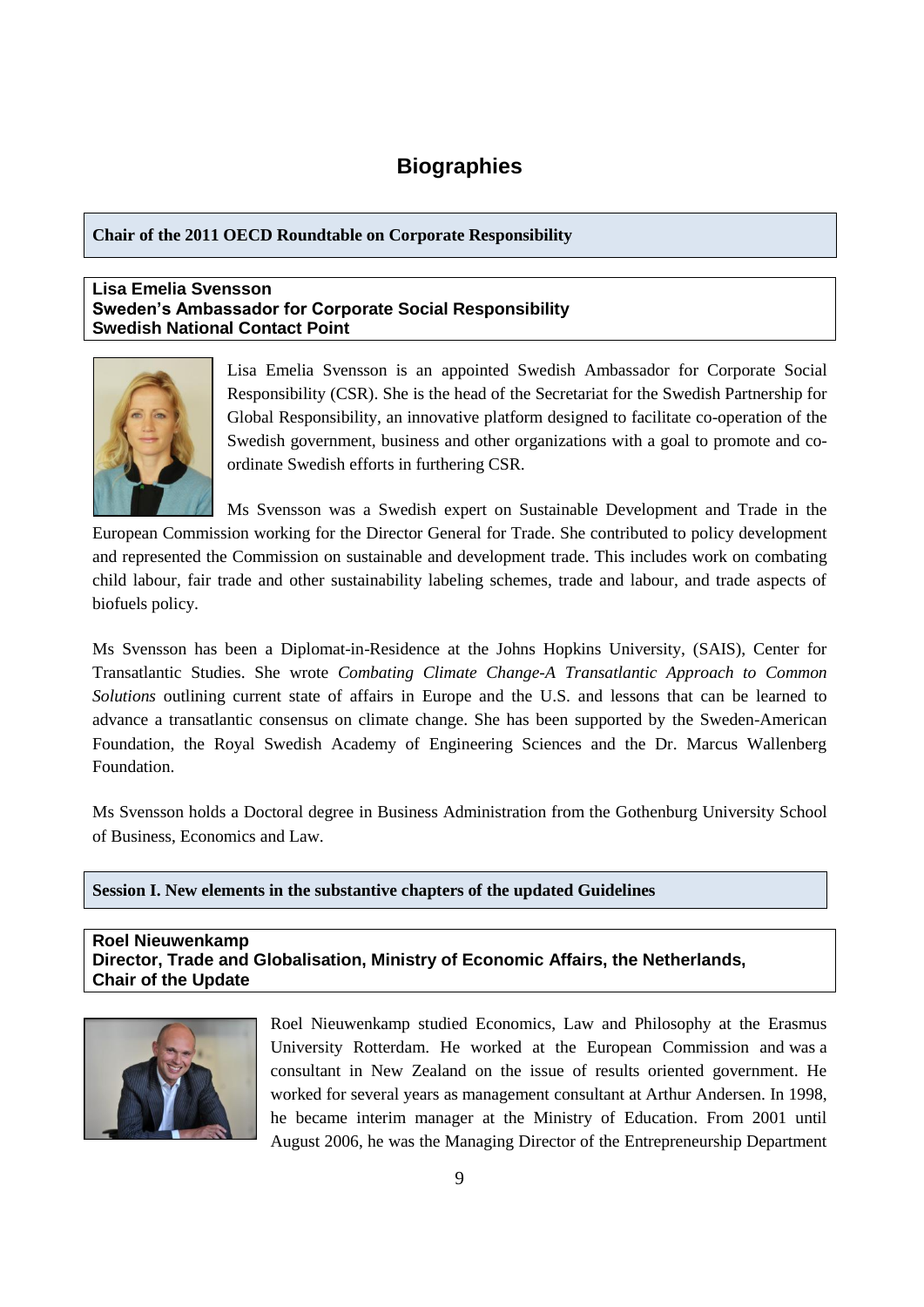# Biographies

**Chair of the 2011 OECD Roundtable on Corporate Responsibility**

**Lisa Emelia Svensson**
**Sweden's Ambassador for Corporate Social Responsibility**
**Swedish National Contact Point**

Lisa Emelia Svensson is an appointed Swedish Ambassador for Corporate Social Responsibility (CSR). She is the head of the Secretariat for the Swedish Partnership for Global Responsibility, an innovative platform designed to facilitate co-operation of the Swedish government, business and other organizations with a goal to promote and co-ordinate Swedish efforts in furthering CSR.

Ms Svensson was a Swedish expert on Sustainable Development and Trade in the European Commission working for the Director General for Trade. She contributed to policy development and represented the Commission on sustainable and development trade. This includes work on combating child labour, fair trade and other sustainability labeling schemes, trade and labour, and trade aspects of biofuels policy.

Ms Svensson has been a Diplomat-in-Residence at the Johns Hopkins University, (SAIS), Center for Transatlantic Studies. She wrote *Combating Climate Change-A Transatlantic Approach to Common Solutions* outlining current state of affairs in Europe and the U.S. and lessons that can be learned to advance a transatlantic consensus on climate change. She has been supported by the Sweden-American Foundation, the Royal Swedish Academy of Engineering Sciences and the Dr. Marcus Wallenberg Foundation.

Ms Svensson holds a Doctoral degree in Business Administration from the Gothenburg University School of Business, Economics and Law.

**Session I. New elements in the substantive chapters of the updated Guidelines**

**Roel Nieuwenkamp**
**Director, Trade and Globalisation, Ministry of Economic Affairs, the Netherlands,**
**Chair of the Update**

Roel Nieuwenkamp studied Economics, Law and Philosophy at the Erasmus University Rotterdam. He worked at the European Commission and was a consultant in New Zealand on the issue of results oriented government. He worked for several years as management consultant at Arthur Andersen. In 1998, he became interim manager at the Ministry of Education. From 2001 until August 2006, he was the Managing Director of the Entrepreneurship Department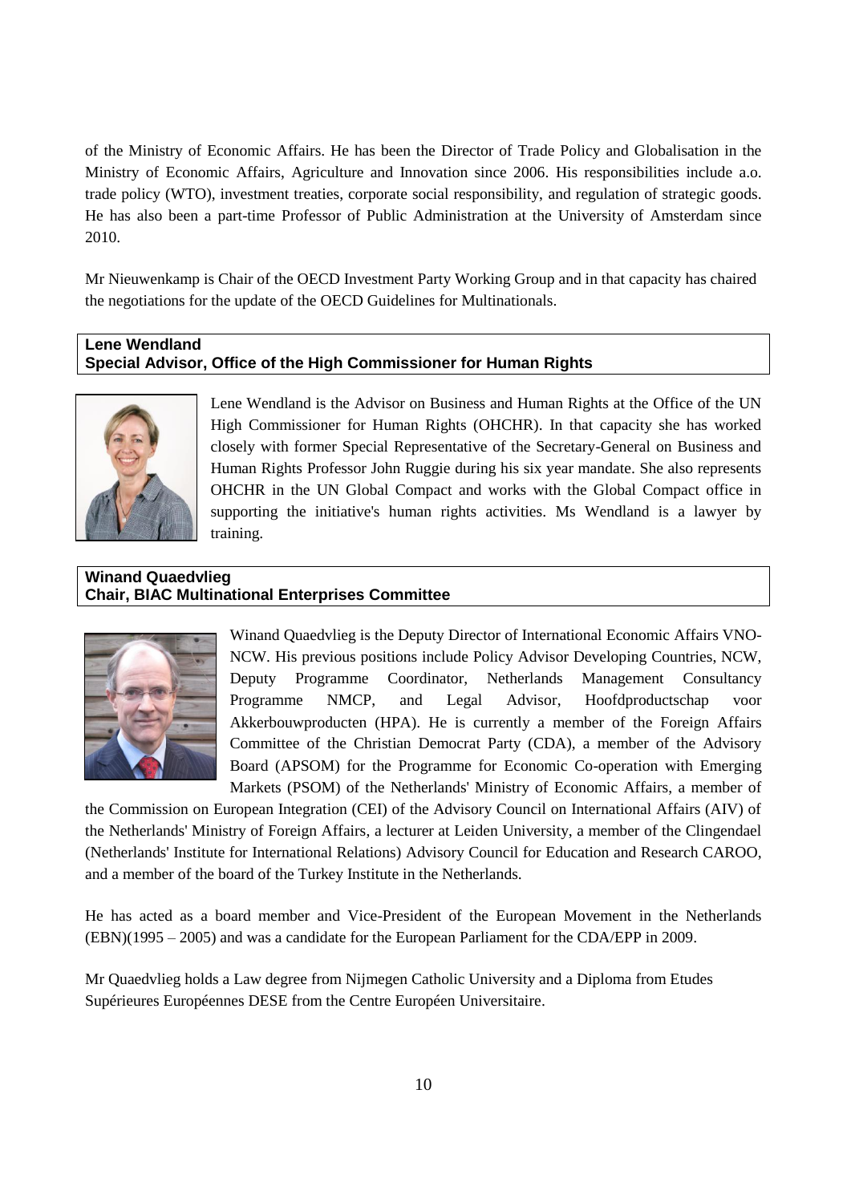of the Ministry of Economic Affairs. He has been the Director of Trade Policy and Globalisation in the Ministry of Economic Affairs, Agriculture and Innovation since 2006. His responsibilities include a.o. trade policy (WTO), investment treaties, corporate social responsibility, and regulation of strategic goods. He has also been a part-time Professor of Public Administration at the University of Amsterdam since 2010.

Mr Nieuwenkamp is Chair of the OECD Investment Party Working Group and in that capacity has chaired the negotiations for the update of the OECD Guidelines for Multinationals.

**Lene Wendland**
**Special Advisor, Office of the High Commissioner for Human Rights**

Lene Wendland is the Advisor on Business and Human Rights at the Office of the UN High Commissioner for Human Rights (OHCHR). In that capacity she has worked closely with former Special Representative of the Secretary-General on Business and Human Rights Professor John Ruggie during his six year mandate. She also represents OHCHR in the UN Global Compact and works with the Global Compact office in supporting the initiative's human rights activities. Ms Wendland is a lawyer by training.

**Winand Quaedvlieg**
**Chair, BIAC Multinational Enterprises Committee**

Winand Quaedvlieg is the Deputy Director of International Economic Affairs VNO-NCW. His previous positions include Policy Advisor Developing Countries, NCW, Deputy Programme Coordinator, Netherlands Management Consultancy Programme NMCP, and Legal Advisor, Hoofdproductschap voor Akkerbouwproducten (HPA). He is currently a member of the Foreign Affairs Committee of the Christian Democrat Party (CDA), a member of the Advisory Board (APSOM) for the Programme for Economic Co-operation with Emerging Markets (PSOM) of the Netherlands' Ministry of Economic Affairs, a member of the Commission on European Integration (CEI) of the Advisory Council on International Affairs (AIV) of the Netherlands' Ministry of Foreign Affairs, a lecturer at Leiden University, a member of the Clingendael (Netherlands' Institute for International Relations) Advisory Council for Education and Research CAROO, and a member of the board of the Turkey Institute in the Netherlands.

He has acted as a board member and Vice-President of the European Movement in the Netherlands (EBN)(1995 – 2005) and was a candidate for the European Parliament for the CDA/EPP in 2009.

Mr Quaedvlieg holds a Law degree from Nijmegen Catholic University and a Diploma from Etudes Supérieures Européennes DESE from the Centre Européen Universitaire.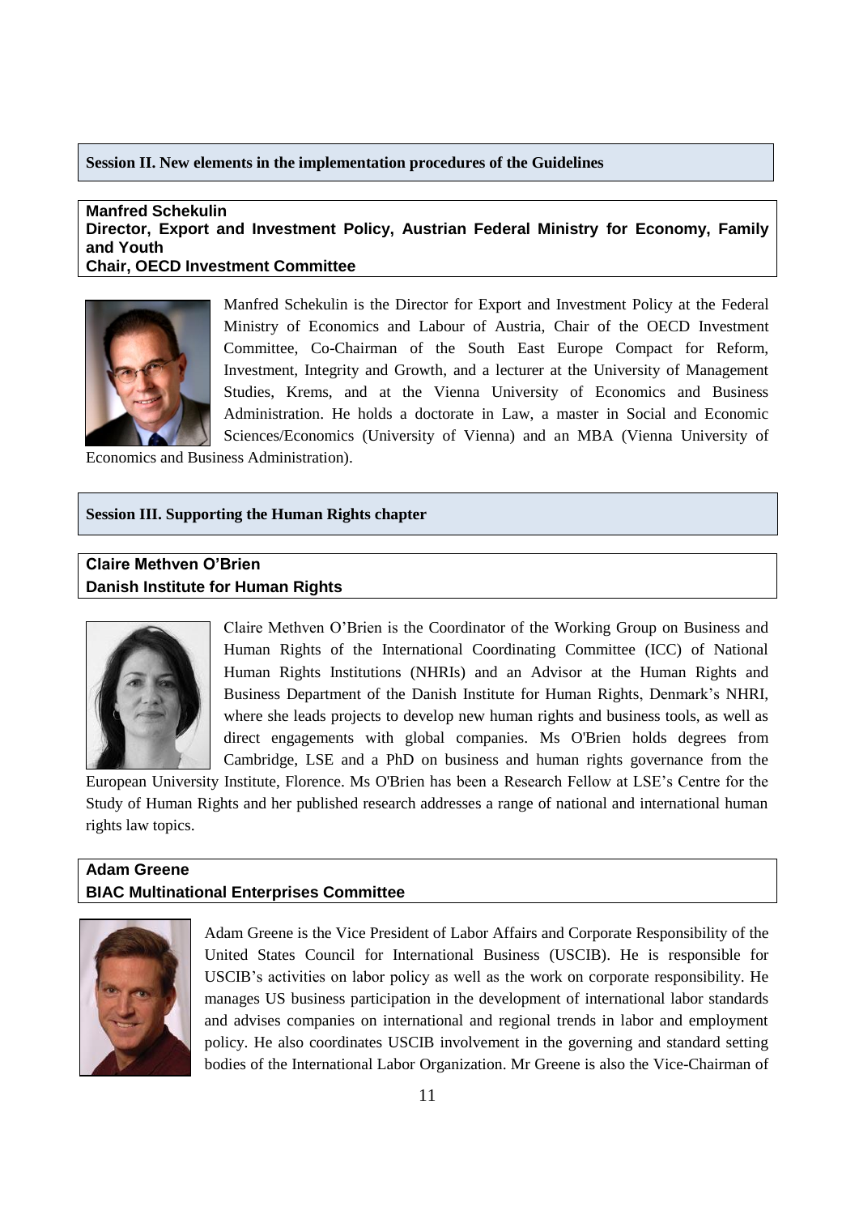## Session II. New elements in the implementation procedures of the Guidelines

### Manfred Schekulin
**Director, Export and Investment Policy, Austrian Federal Ministry for Economy, Family and Youth**
**Chair, OECD Investment Committee**

Manfred Schekulin is the Director for Export and Investment Policy at the Federal Ministry of Economics and Labour of Austria, Chair of the OECD Investment Committee, Co-Chairman of the South East Europe Compact for Reform, Investment, Integrity and Growth, and a lecturer at the University of Management Studies, Krems, and at the Vienna University of Economics and Business Administration. He holds a doctorate in Law, a master in Social and Economic Sciences/Economics (University of Vienna) and an MBA (Vienna University of Economics and Business Administration).

## Session III. Supporting the Human Rights chapter

### Claire Methven O'Brien
**Danish Institute for Human Rights**

Claire Methven O'Brien is the Coordinator of the Working Group on Business and Human Rights of the International Coordinating Committee (ICC) of National Human Rights Institutions (NHRIs) and an Advisor at the Human Rights and Business Department of the Danish Institute for Human Rights, Denmark's NHRI, where she leads projects to develop new human rights and business tools, as well as direct engagements with global companies. Ms O'Brien holds degrees from Cambridge, LSE and a PhD on business and human rights governance from the European University Institute, Florence. Ms O'Brien has been a Research Fellow at LSE's Centre for the Study of Human Rights and her published research addresses a range of national and international human rights law topics.

### Adam Greene
**BIAC Multinational Enterprises Committee**

Adam Greene is the Vice President of Labor Affairs and Corporate Responsibility of the United States Council for International Business (USCIB). He is responsible for USCIB's activities on labor policy as well as the work on corporate responsibility. He manages US business participation in the development of international labor standards and advises companies on international and regional trends in labor and employment policy. He also coordinates USCIB involvement in the governing and standard setting bodies of the International Labor Organization. Mr Greene is also the Vice-Chairman of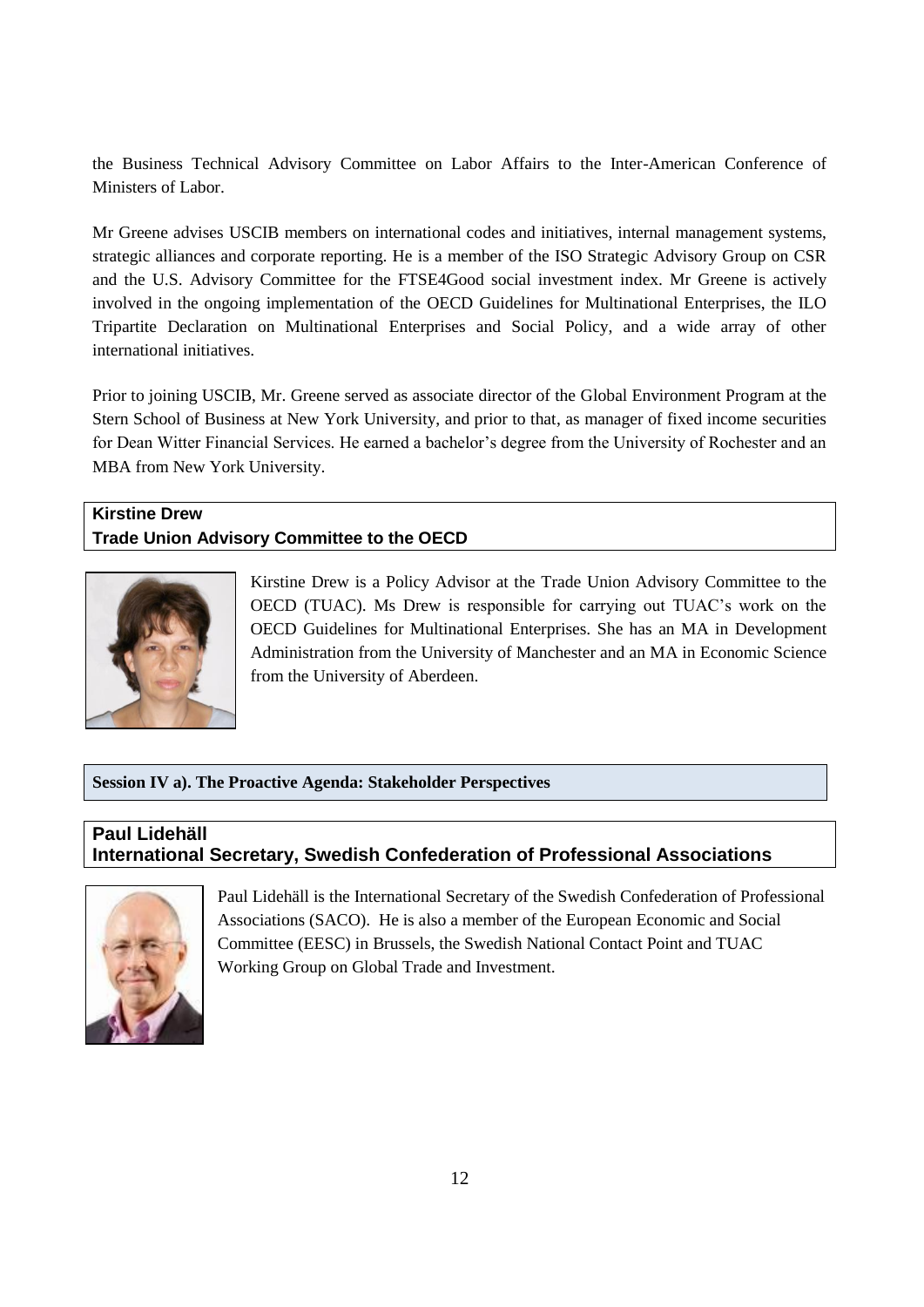the Business Technical Advisory Committee on Labor Affairs to the Inter-American Conference of Ministers of Labor.

Mr Greene advises USCIB members on international codes and initiatives, internal management systems, strategic alliances and corporate reporting. He is a member of the ISO Strategic Advisory Group on CSR and the U.S. Advisory Committee for the FTSE4Good social investment index. Mr Greene is actively involved in the ongoing implementation of the OECD Guidelines for Multinational Enterprises, the ILO Tripartite Declaration on Multinational Enterprises and Social Policy, and a wide array of other international initiatives.

Prior to joining USCIB, Mr. Greene served as associate director of the Global Environment Program at the Stern School of Business at New York University, and prior to that, as manager of fixed income securities for Dean Witter Financial Services. He earned a bachelor's degree from the University of Rochester and an MBA from New York University.

### Kirstine Drew
### Trade Union Advisory Committee to the OECD

Kirstine Drew is a Policy Advisor at the Trade Union Advisory Committee to the OECD (TUAC). Ms Drew is responsible for carrying out TUAC's work on the OECD Guidelines for Multinational Enterprises. She has an MA in Development Administration from the University of Manchester and an MA in Economic Science from the University of Aberdeen.

## Session IV a). The Proactive Agenda: Stakeholder Perspectives

### Paul Lidehäll
### International Secretary, Swedish Confederation of Professional Associations

Paul Lidehäll is the International Secretary of the Swedish Confederation of Professional Associations (SACO). He is also a member of the European Economic and Social Committee (EESC) in Brussels, the Swedish National Contact Point and TUAC Working Group on Global Trade and Investment.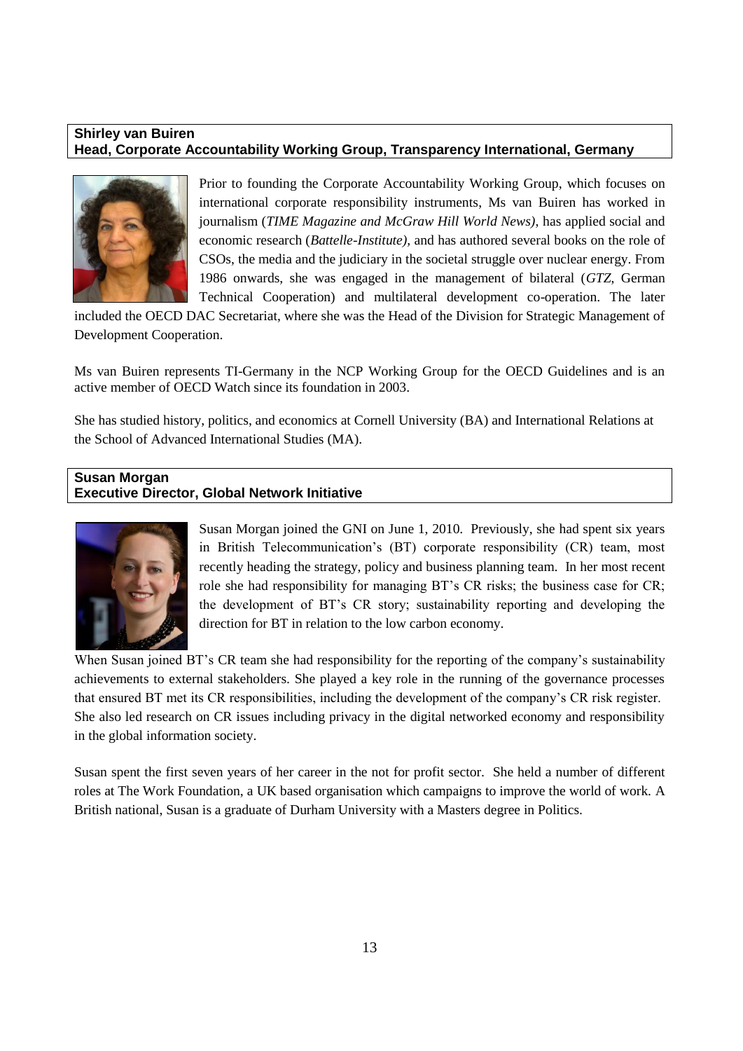**Shirley van Buiren**
**Head, Corporate Accountability Working Group, Transparency International, Germany**

Prior to founding the Corporate Accountability Working Group, which focuses on international corporate responsibility instruments, Ms van Buiren has worked in journalism (*TIME Magazine and McGraw Hill World News)*, has applied social and economic research (*Battelle-Institute)*, and has authored several books on the role of CSOs, the media and the judiciary in the societal struggle over nuclear energy. From 1986 onwards, she was engaged in the management of bilateral (*GTZ*, German Technical Cooperation) and multilateral development co-operation. The later included the OECD DAC Secretariat, where she was the Head of the Division for Strategic Management of Development Cooperation.

Ms van Buiren represents TI-Germany in the NCP Working Group for the OECD Guidelines and is an active member of OECD Watch since its foundation in 2003.

She has studied history, politics, and economics at Cornell University (BA) and International Relations at the School of Advanced International Studies (MA).

**Susan Morgan**
**Executive Director, Global Network Initiative**

Susan Morgan joined the GNI on June 1, 2010. Previously, she had spent six years in British Telecommunication's (BT) corporate responsibility (CR) team, most recently heading the strategy, policy and business planning team. In her most recent role she had responsibility for managing BT's CR risks; the business case for CR; the development of BT's CR story; sustainability reporting and developing the direction for BT in relation to the low carbon economy.

When Susan joined BT's CR team she had responsibility for the reporting of the company's sustainability achievements to external stakeholders. She played a key role in the running of the governance processes that ensured BT met its CR responsibilities, including the development of the company's CR risk register. She also led research on CR issues including privacy in the digital networked economy and responsibility in the global information society.

Susan spent the first seven years of her career in the not for profit sector. She held a number of different roles at The Work Foundation, a UK based organisation which campaigns to improve the world of work. A British national, Susan is a graduate of Durham University with a Masters degree in Politics.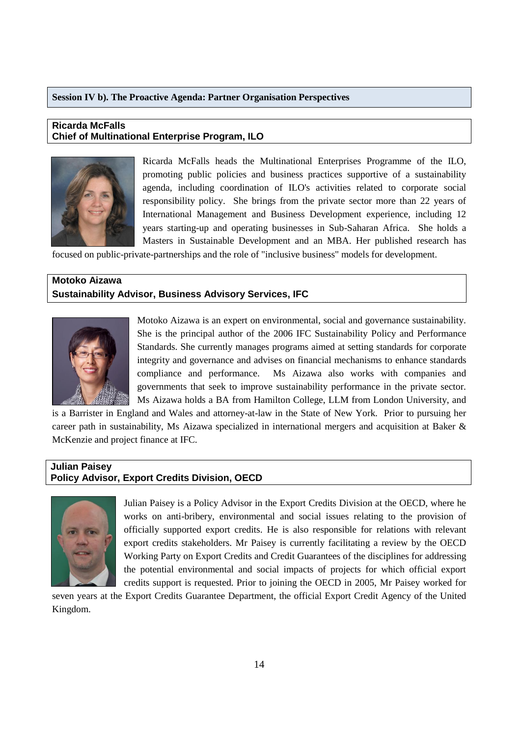## Session IV b). The Proactive Agenda: Partner Organisation Perspectives

### Ricarda McFalls
### Chief of Multinational Enterprise Program, ILO

Ricarda McFalls heads the Multinational Enterprises Programme of the ILO, promoting public policies and business practices supportive of a sustainability agenda, including coordination of ILO's activities related to corporate social responsibility policy. She brings from the private sector more than 22 years of International Management and Business Development experience, including 12 years starting-up and operating businesses in Sub-Saharan Africa. She holds a Masters in Sustainable Development and an MBA. Her published research has focused on public-private-partnerships and the role of "inclusive business" models for development.

### Motoko Aizawa
### Sustainability Advisor, Business Advisory Services, IFC

Motoko Aizawa is an expert on environmental, social and governance sustainability. She is the principal author of the 2006 IFC Sustainability Policy and Performance Standards. She currently manages programs aimed at setting standards for corporate integrity and governance and advises on financial mechanisms to enhance standards compliance and performance. Ms Aizawa also works with companies and governments that seek to improve sustainability performance in the private sector. Ms Aizawa holds a BA from Hamilton College, LLM from London University, and is a Barrister in England and Wales and attorney-at-law in the State of New York. Prior to pursuing her career path in sustainability, Ms Aizawa specialized in international mergers and acquisition at Baker & McKenzie and project finance at IFC.

### Julian Paisey
### Policy Advisor, Export Credits Division, OECD

Julian Paisey is a Policy Advisor in the Export Credits Division at the OECD, where he works on anti-bribery, environmental and social issues relating to the provision of officially supported export credits. He is also responsible for relations with relevant export credits stakeholders. Mr Paisey is currently facilitating a review by the OECD Working Party on Export Credits and Credit Guarantees of the disciplines for addressing the potential environmental and social impacts of projects for which official export credits support is requested. Prior to joining the OECD in 2005, Mr Paisey worked for seven years at the Export Credits Guarantee Department, the official Export Credit Agency of the United Kingdom.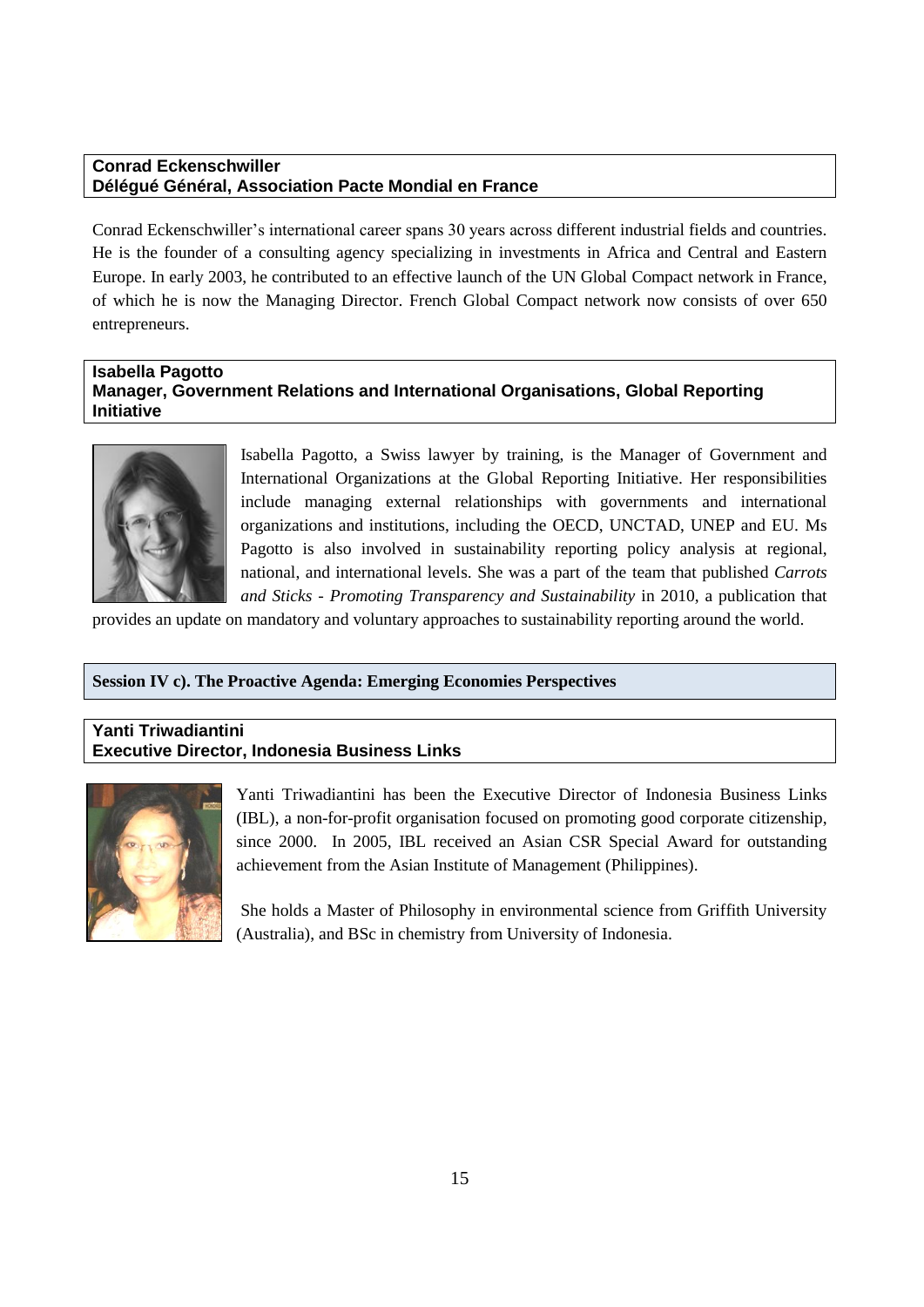**Conrad Eckenschwiller**
**Délégué Général, Association Pacte Mondial en France**

Conrad Eckenschwiller's international career spans 30 years across different industrial fields and countries. He is the founder of a consulting agency specializing in investments in Africa and Central and Eastern Europe. In early 2003, he contributed to an effective launch of the UN Global Compact network in France, of which he is now the Managing Director. French Global Compact network now consists of over 650 entrepreneurs.

**Isabella Pagotto**
**Manager, Government Relations and International Organisations, Global Reporting Initiative**

Isabella Pagotto, a Swiss lawyer by training, is the Manager of Government and International Organizations at the Global Reporting Initiative. Her responsibilities include managing external relationships with governments and international organizations and institutions, including the OECD, UNCTAD, UNEP and EU. Ms Pagotto is also involved in sustainability reporting policy analysis at regional, national, and international levels. She was a part of the team that published *Carrots and Sticks - Promoting Transparency and Sustainability* in 2010, a publication that provides an update on mandatory and voluntary approaches to sustainability reporting around the world.

## Session IV c). The Proactive Agenda: Emerging Economies Perspectives

**Yanti Triwadiantini**
**Executive Director, Indonesia Business Links**

Yanti Triwadiantini has been the Executive Director of Indonesia Business Links (IBL), a non-for-profit organisation focused on promoting good corporate citizenship, since 2000. In 2005, IBL received an Asian CSR Special Award for outstanding achievement from the Asian Institute of Management (Philippines).

She holds a Master of Philosophy in environmental science from Griffith University (Australia), and BSc in chemistry from University of Indonesia.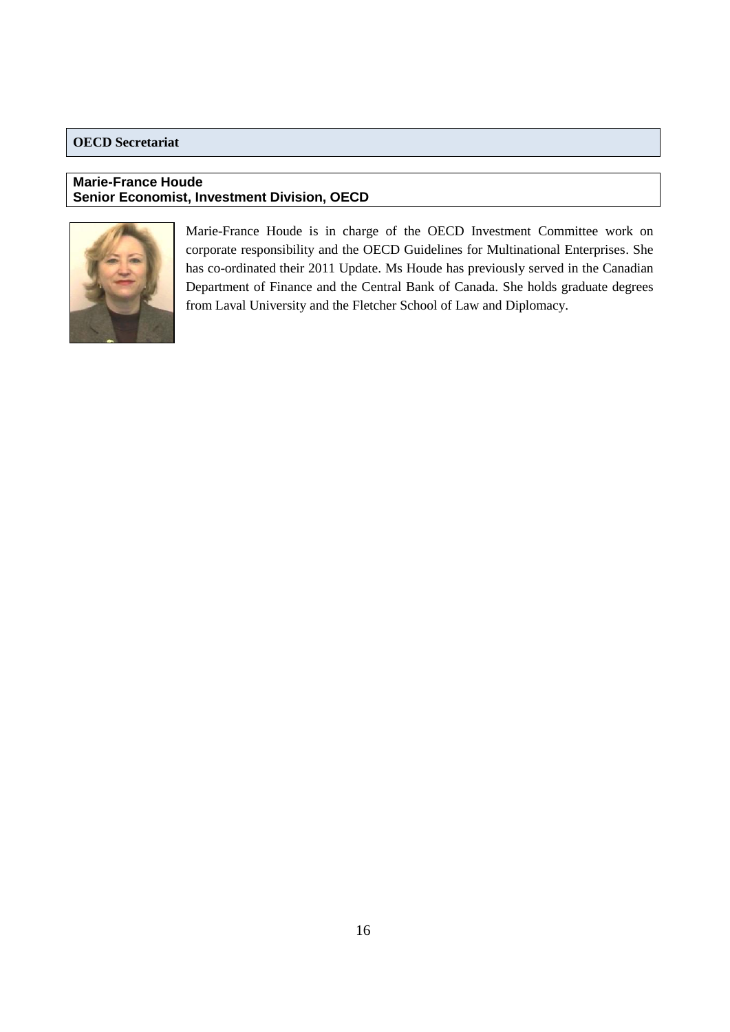## OECD Secretariat

### Marie-France Houde
**Senior Economist, Investment Division, OECD**

Marie-France Houde is in charge of the OECD Investment Committee work on corporate responsibility and the OECD Guidelines for Multinational Enterprises. She has co-ordinated their 2011 Update. Ms Houde has previously served in the Canadian Department of Finance and the Central Bank of Canada. She holds graduate degrees from Laval University and the Fletcher School of Law and Diplomacy.